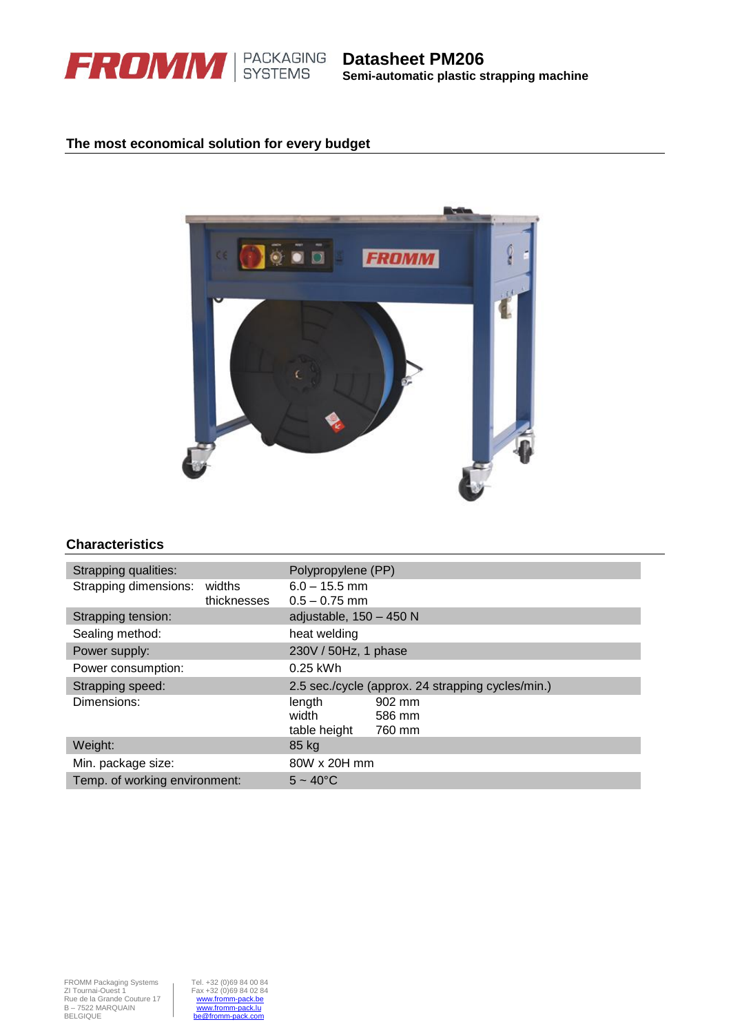# Datasheet PM206

**Semi-automatic plastic strapping machine**

## The most economical solution for every budget

## Characteristics

| | | | |
|---|---|---|---|
| Strapping qualities: | | Polypropylene (PP) | |
| Strapping dimensions: | widths | 6.0 – 15.5 mm | |
| | thicknesses | 0.5 – 0.75 mm | |
| Strapping tension: | | adjustable, 150 – 450 N | |
| Sealing method: | | heat welding | |
| Power supply: | | 230V / 50Hz, 1 phase | |
| Power consumption: | | 0.25 kWh | |
| Strapping speed: | | 2.5 sec./cycle (approx. 24 strapping cycles/min.) | |
| Dimensions: | | length | 902 mm |
| | | width | 586 mm |
| | | table height | 760 mm |
| Weight: | | 85 kg | |
| Min. package size: | | 80W x 20H mm | |
| Temp. of working environment: | | 5 ~ 40°C | |

FROMM Packaging Systems
ZI Tournai-Ouest 1
Rue de la Grande Couture 17
B – 7522 MARQUAIN
BELGIQUE

Tel. +32 (0)69 84 00 84
Fax +32 (0)69 84 02 84
www.fromm-pack.be
www.fromm-pack.lu
be@fromm-pack.com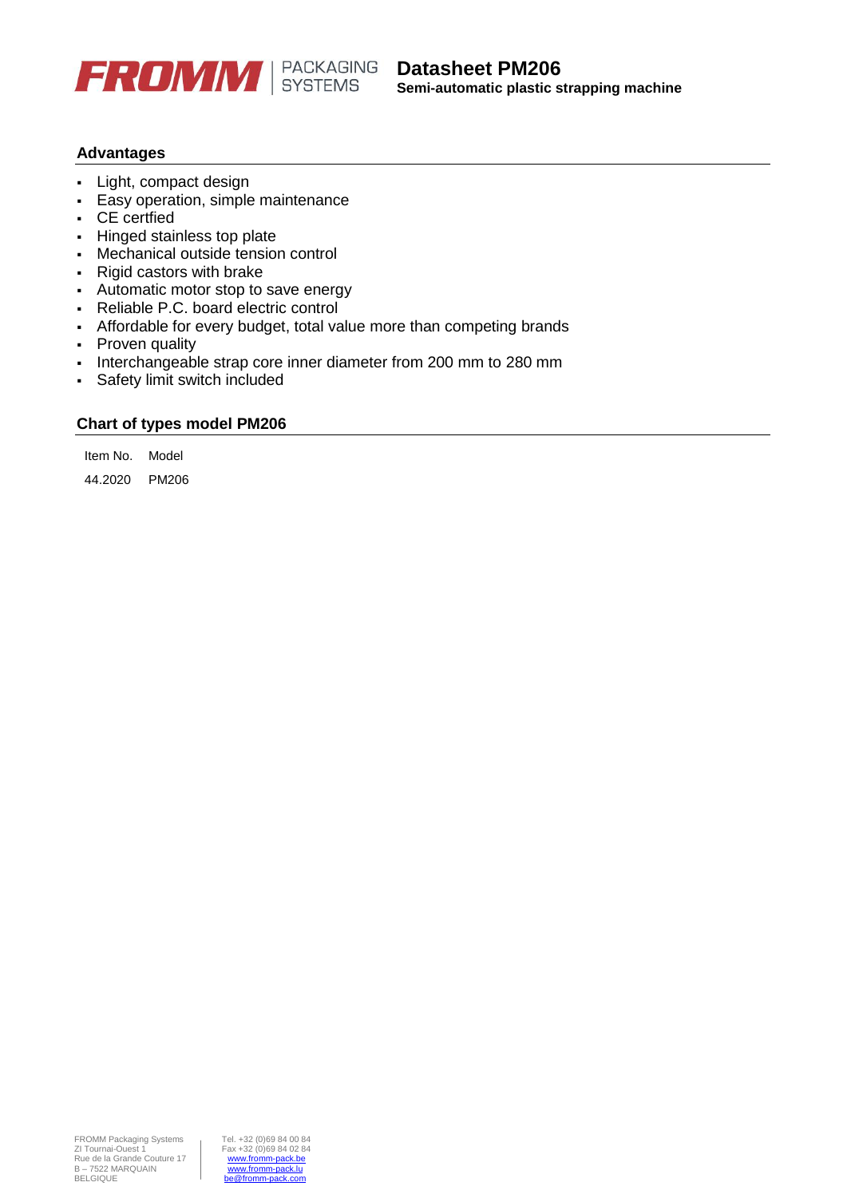## Advantages

- Light, compact design
- Easy operation, simple maintenance
- CE certfied
- Hinged stainless top plate
- Mechanical outside tension control
- Rigid castors with brake
- Automatic motor stop to save energy
- Reliable P.C. board electric control
- Affordable for every budget, total value more than competing brands
- Proven quality
- Interchangeable strap core inner diameter from 200 mm to 280 mm
- Safety limit switch included

## Chart of types model PM206

| Item No. | Model |
|---|---|
| 44.2020 | PM206 |